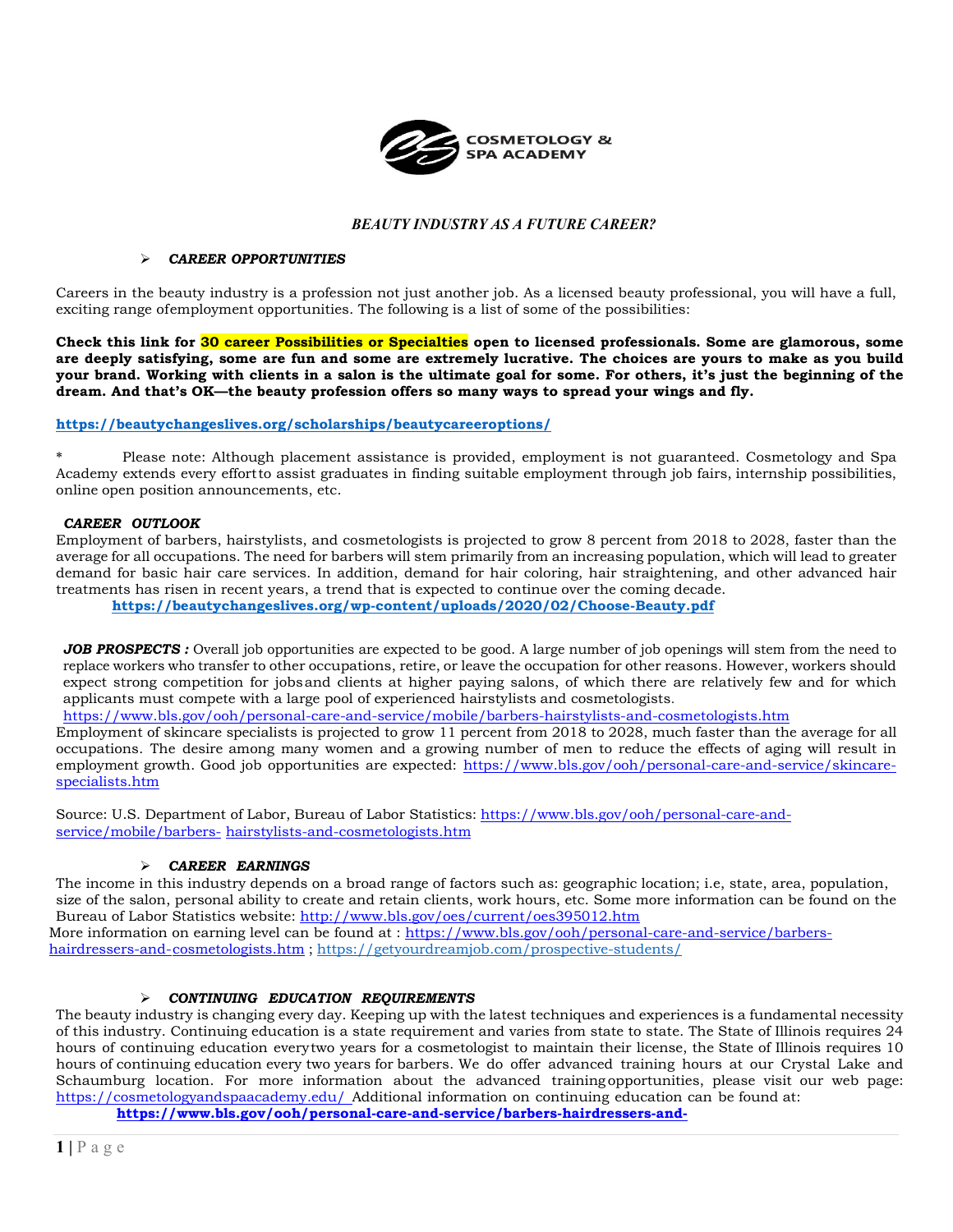COSMETOLOGY & SPA ACADEMY

***BEAUTY INDUSTRY AS A FUTURE CAREER?***

- ***CAREER OPPORTUNITIES***

Careers in the beauty industry is a profession not just another job. As a licensed beauty professional, you will have a full, exciting range ofemployment opportunities. The following is a list of some of the possibilities:

**Check this link for 30 career Possibilities or Specialties open to licensed professionals. Some are glamorous, some are deeply satisfying, some are fun and some are extremely lucrative. The choices are yours to make as you build your brand. Working with clients in a salon is the ultimate goal for some. For others, it's just the beginning of the dream. And that's OK—the beauty profession offers so many ways to spread your wings and fly.**

**https://beautychangeslives.org/scholarships/beautycareeroptions/**

\* Please note: Although placement assistance is provided, employment is not guaranteed. Cosmetology and Spa Academy extends every effortto assist graduates in finding suitable employment through job fairs, internship possibilities, online open position announcements, etc.

***CAREER OUTLOOK***

Employment of barbers, hairstylists, and cosmetologists is projected to grow 8 percent from 2018 to 2028, faster than the average for all occupations. The need for barbers will stem primarily from an increasing population, which will lead to greater demand for basic hair care services. In addition, demand for hair coloring, hair straightening, and other advanced hair treatments has risen in recent years, a trend that is expected to continue over the coming decade.

**https://beautychangeslives.org/wp-content/uploads/2020/02/Choose-Beauty.pdf**

***JOB PROSPECTS :*** Overall job opportunities are expected to be good. A large number of job openings will stem from the need to replace workers who transfer to other occupations, retire, or leave the occupation for other reasons. However, workers should expect strong competition for jobsand clients at higher paying salons, of which there are relatively few and for which applicants must compete with a large pool of experienced hairstylists and cosmetologists.

https://www.bls.gov/ooh/personal-care-and-service/mobile/barbers-hairstylists-and-cosmetologists.htm

Employment of skincare specialists is projected to grow 11 percent from 2018 to 2028, much faster than the average for all occupations. The desire among many women and a growing number of men to reduce the effects of aging will result in employment growth. Good job opportunities are expected: https://www.bls.gov/ooh/personal-care-and-service/skincare-specialists.htm

Source: U.S. Department of Labor, Bureau of Labor Statistics: https://www.bls.gov/ooh/personal-care-and-service/mobile/barbers- hairstylists-and-cosmetologists.htm

- ***CAREER EARNINGS***

The income in this industry depends on a broad range of factors such as: geographic location; i.e, state, area, population, size of the salon, personal ability to create and retain clients, work hours, etc. Some more information can be found on the Bureau of Labor Statistics website: http://www.bls.gov/oes/current/oes395012.htm

More information on earning level can be found at : https://www.bls.gov/ooh/personal-care-and-service/barbers-hairdressers-and-cosmetologists.htm ; https://getyourdreamjob.com/prospective-students/

- ***CONTINUING EDUCATION REQUIREMENTS***

The beauty industry is changing every day. Keeping up with the latest techniques and experiences is a fundamental necessity of this industry. Continuing education is a state requirement and varies from state to state. The State of Illinois requires 24 hours of continuing education everytwo years for a cosmetologist to maintain their license, the State of Illinois requires 10 hours of continuing education every two years for barbers. We do offer advanced training hours at our Crystal Lake and Schaumburg location. For more information about the advanced trainingopportunities, please visit our web page: https://cosmetologyandspaacademy.edu/ Additional information on continuing education can be found at:

**https://www.bls.gov/ooh/personal-care-and-service/barbers-hairdressers-and-**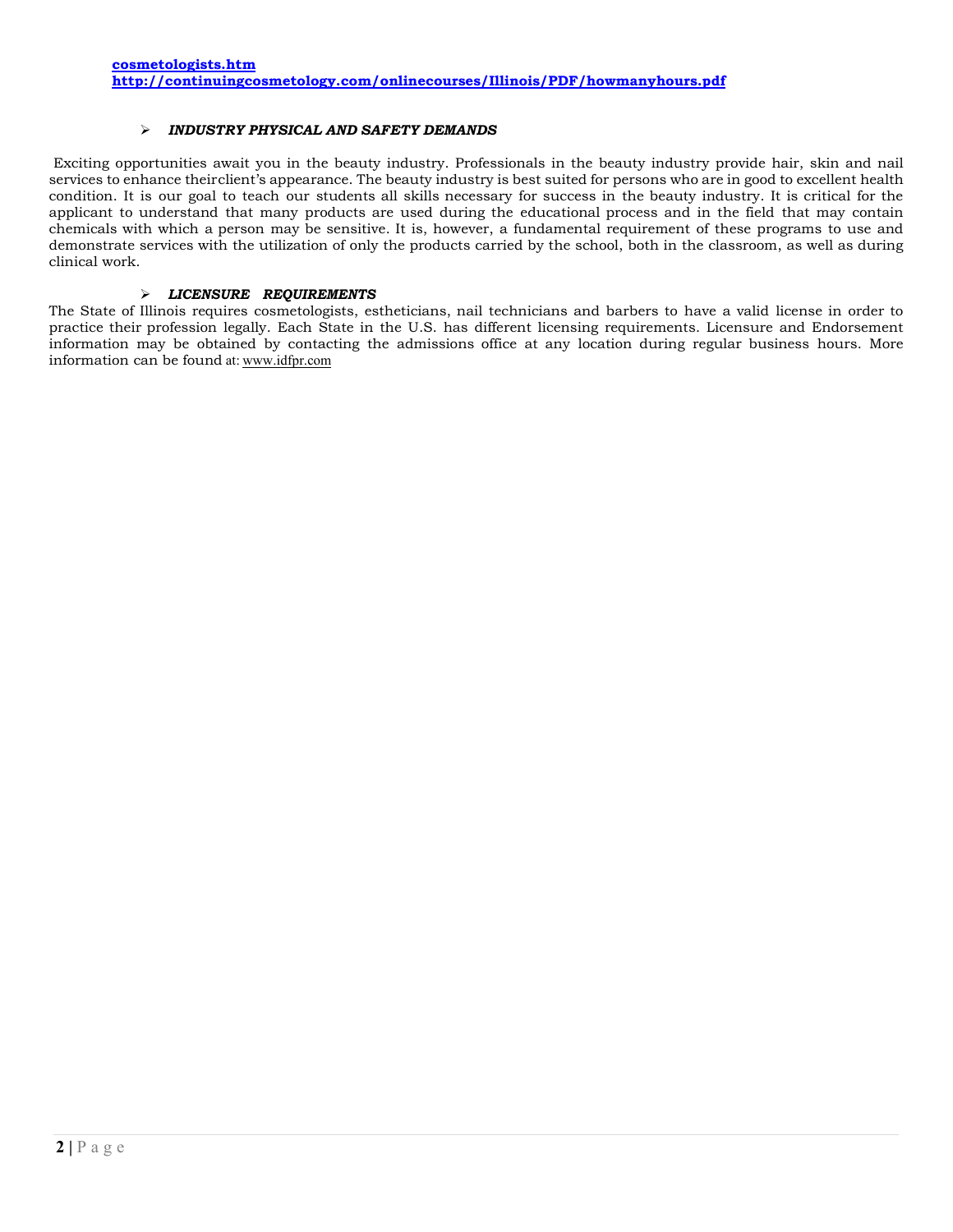**cosmetologists.htm**
**http://continuingcosmetology.com/onlinecourses/Illinois/PDF/howmanyhours.pdf**

### ➢ ***INDUSTRY PHYSICAL AND SAFETY DEMANDS***

Exciting opportunities await you in the beauty industry. Professionals in the beauty industry provide hair, skin and nail services to enhance theirclient's appearance. The beauty industry is best suited for persons who are in good to excellent health condition. It is our goal to teach our students all skills necessary for success in the beauty industry. It is critical for the applicant to understand that many products are used during the educational process and in the field that may contain chemicals with which a person may be sensitive. It is, however, a fundamental requirement of these programs to use and demonstrate services with the utilization of only the products carried by the school, both in the classroom, as well as during clinical work.

### ➢ ***LICENSURE REQUIREMENTS***

The State of Illinois requires cosmetologists, estheticians, nail technicians and barbers to have a valid license in order to practice their profession legally. Each State in the U.S. has different licensing requirements. Licensure and Endorsement information may be obtained by contacting the admissions office at any location during regular business hours. More information can be found at: www.idfpr.com